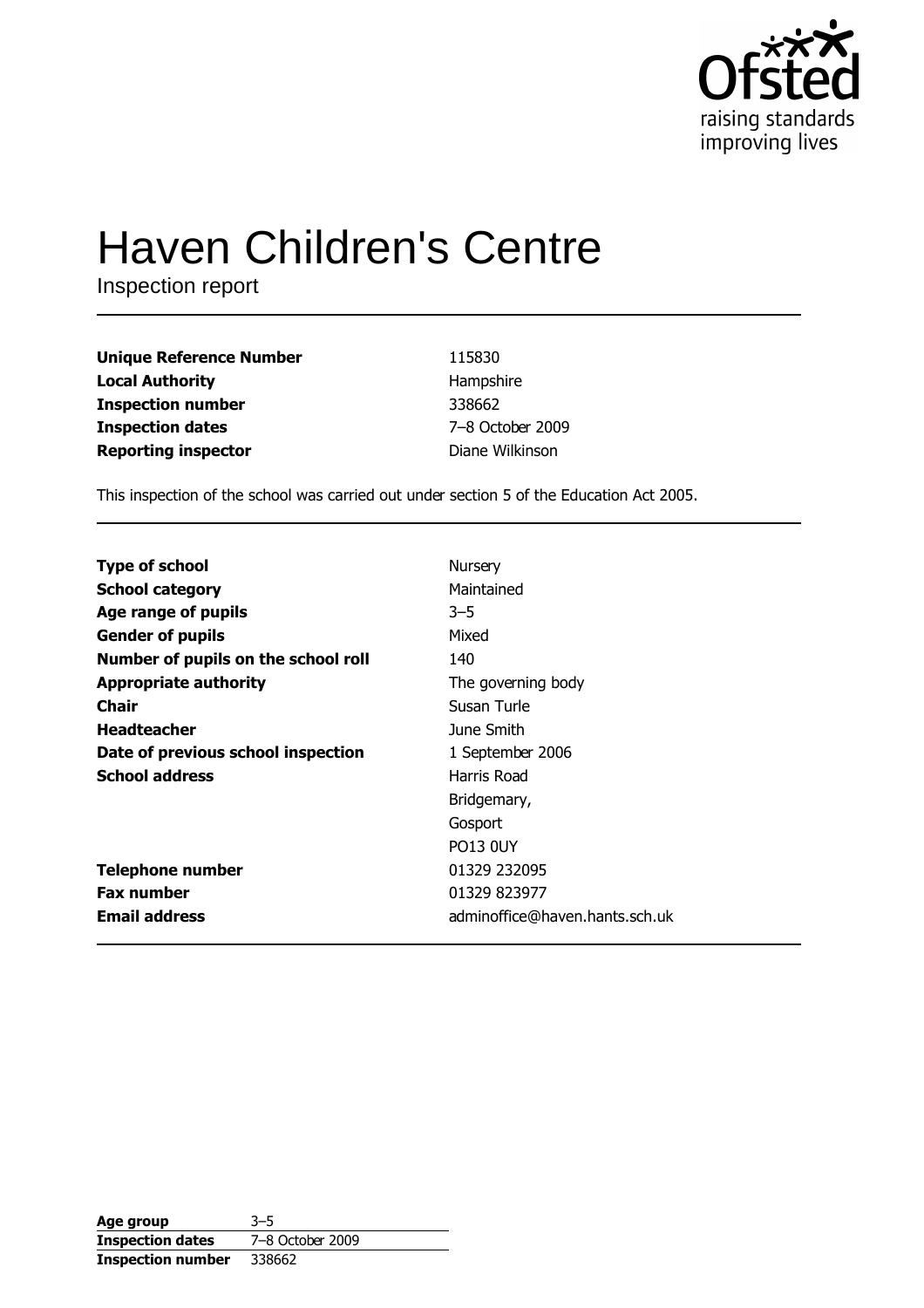Ofsted
raising standards
improving lives

# Haven Children's Centre

Inspection report

| | |
|---|---|
| **Unique Reference Number** | 115830 |
| **Local Authority** | Hampshire |
| **Inspection number** | 338662 |
| **Inspection dates** | 7–8 October 2009 |
| **Reporting inspector** | Diane Wilkinson |

This inspection of the school was carried out under section 5 of the Education Act 2005.

| | |
|---|---|
| **Type of school** | Nursery |
| **School category** | Maintained |
| **Age range of pupils** | 3–5 |
| **Gender of pupils** | Mixed |
| **Number of pupils on the school roll** | 140 |
| **Appropriate authority** | The governing body |
| **Chair** | Susan Turle |
| **Headteacher** | June Smith |
| **Date of previous school inspection** | 1 September 2006 |
| **School address** | Harris Road<br>Bridgemary,<br>Gosport<br>PO13 0UY |
| **Telephone number** | 01329 232095 |
| **Fax number** | 01329 823977 |
| **Email address** | adminoffice@haven.hants.sch.uk |

| | |
|---|---|
| **Age group** | 3–5 |
| **Inspection dates** | 7–8 October 2009 |
| **Inspection number** | 338662 |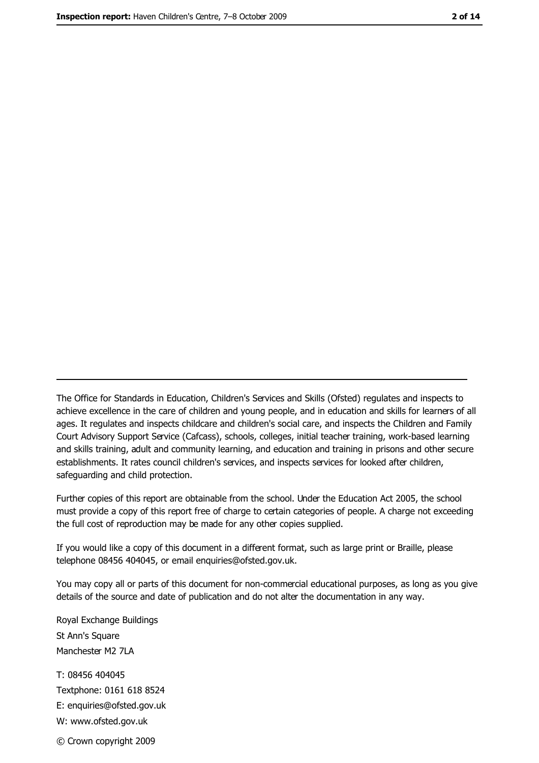The Office for Standards in Education, Children's Services and Skills (Ofsted) regulates and inspects to achieve excellence in the care of children and young people, and in education and skills for learners of all ages. It regulates and inspects childcare and children's social care, and inspects the Children and Family Court Advisory Support Service (Cafcass), schools, colleges, initial teacher training, work-based learning and skills training, adult and community learning, and education and training in prisons and other secure establishments. It rates council children's services, and inspects services for looked after children, safeguarding and child protection.

Further copies of this report are obtainable from the school. Under the Education Act 2005, the school must provide a copy of this report free of charge to certain categories of people. A charge not exceeding the full cost of reproduction may be made for any other copies supplied.

If you would like a copy of this document in a different format, such as large print or Braille, please telephone 08456 404045, or email enquiries@ofsted.gov.uk.

You may copy all or parts of this document for non-commercial educational purposes, as long as you give details of the source and date of publication and do not alter the documentation in any way.

Royal Exchange Buildings
St Ann's Square
Manchester M2 7LA

T: 08456 404045
Textphone: 0161 618 8524
E: enquiries@ofsted.gov.uk
W: www.ofsted.gov.uk

© Crown copyright 2009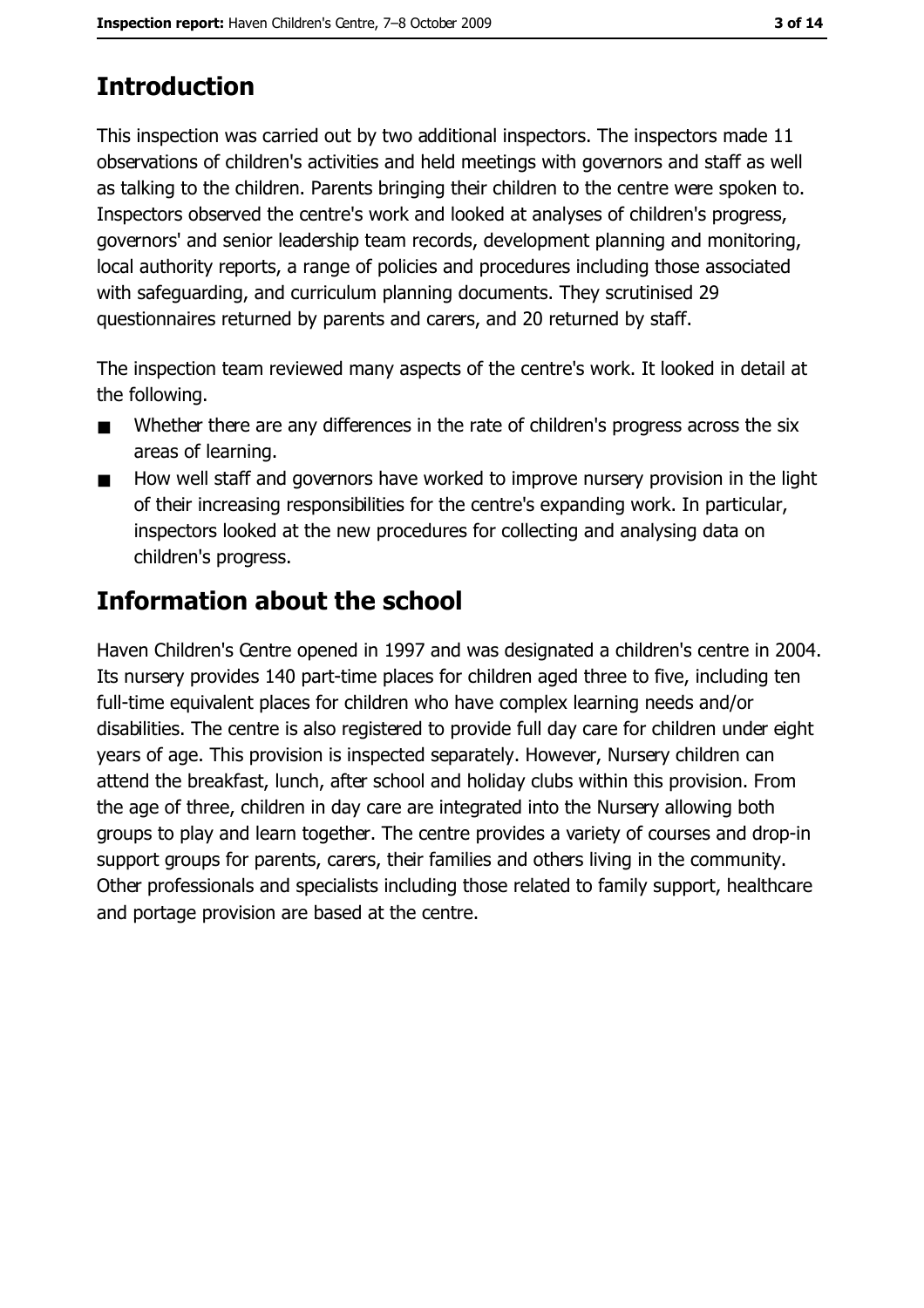## Introduction

This inspection was carried out by two additional inspectors. The inspectors made 11 observations of children's activities and held meetings with governors and staff as well as talking to the children. Parents bringing their children to the centre were spoken to. Inspectors observed the centre's work and looked at analyses of children's progress, governors' and senior leadership team records, development planning and monitoring, local authority reports, a range of policies and procedures including those associated with safeguarding, and curriculum planning documents. They scrutinised 29 questionnaires returned by parents and carers, and 20 returned by staff.

The inspection team reviewed many aspects of the centre's work. It looked in detail at the following.

- Whether there are any differences in the rate of children's progress across the six areas of learning.
- How well staff and governors have worked to improve nursery provision in the light of their increasing responsibilities for the centre's expanding work. In particular, inspectors looked at the new procedures for collecting and analysing data on children's progress.

## Information about the school

Haven Children's Centre opened in 1997 and was designated a children's centre in 2004. Its nursery provides 140 part-time places for children aged three to five, including ten full-time equivalent places for children who have complex learning needs and/or disabilities. The centre is also registered to provide full day care for children under eight years of age. This provision is inspected separately. However, Nursery children can attend the breakfast, lunch, after school and holiday clubs within this provision. From the age of three, children in day care are integrated into the Nursery allowing both groups to play and learn together. The centre provides a variety of courses and drop-in support groups for parents, carers, their families and others living in the community. Other professionals and specialists including those related to family support, healthcare and portage provision are based at the centre.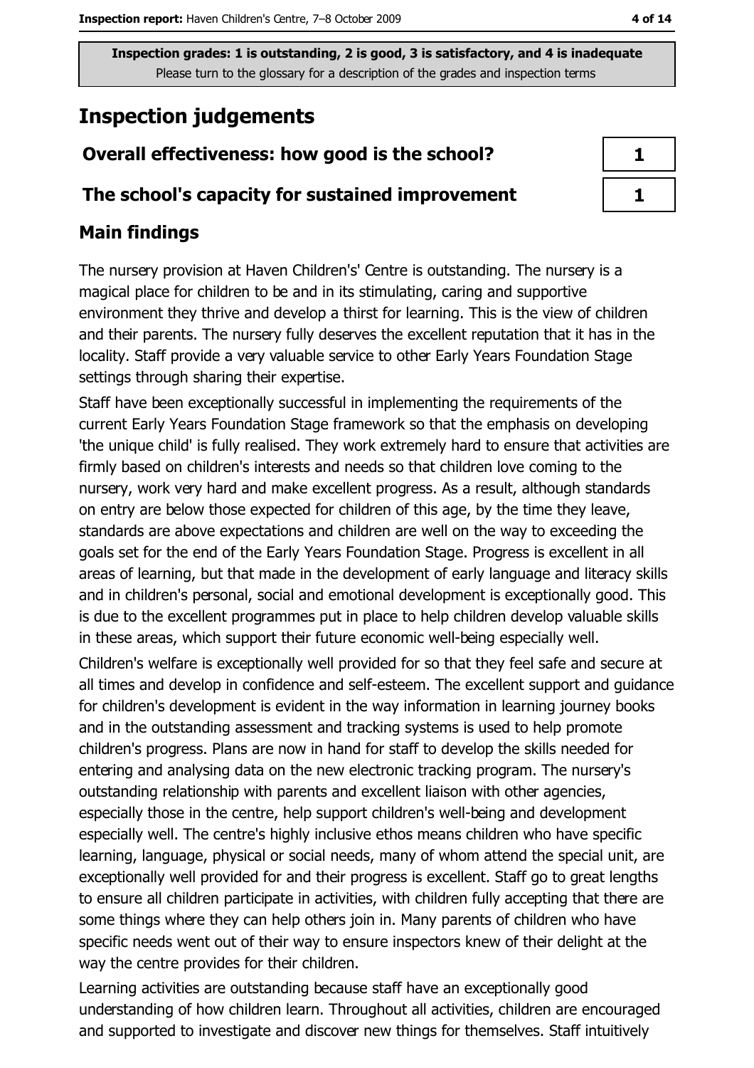**Inspection grades: 1 is outstanding, 2 is good, 3 is satisfactory, and 4 is inadequate**
Please turn to the glossary for a description of the grades and inspection terms

## Inspection judgements

| | |
|---|---|
| **Overall effectiveness: how good is the school?** | **1** |
| **The school's capacity for sustained improvement** | **1** |

### Main findings

The nursery provision at Haven Children's' Centre is outstanding. The nursery is a magical place for children to be and in its stimulating, caring and supportive environment they thrive and develop a thirst for learning. This is the view of children and their parents. The nursery fully deserves the excellent reputation that it has in the locality. Staff provide a very valuable service to other Early Years Foundation Stage settings through sharing their expertise.

Staff have been exceptionally successful in implementing the requirements of the current Early Years Foundation Stage framework so that the emphasis on developing 'the unique child' is fully realised. They work extremely hard to ensure that activities are firmly based on children's interests and needs so that children love coming to the nursery, work very hard and make excellent progress. As a result, although standards on entry are below those expected for children of this age, by the time they leave, standards are above expectations and children are well on the way to exceeding the goals set for the end of the Early Years Foundation Stage. Progress is excellent in all areas of learning, but that made in the development of early language and literacy skills and in children's personal, social and emotional development is exceptionally good. This is due to the excellent programmes put in place to help children develop valuable skills in these areas, which support their future economic well-being especially well.

Children's welfare is exceptionally well provided for so that they feel safe and secure at all times and develop in confidence and self-esteem. The excellent support and guidance for children's development is evident in the way information in learning journey books and in the outstanding assessment and tracking systems is used to help promote children's progress. Plans are now in hand for staff to develop the skills needed for entering and analysing data on the new electronic tracking program. The nursery's outstanding relationship with parents and excellent liaison with other agencies, especially those in the centre, help support children's well-being and development especially well. The centre's highly inclusive ethos means children who have specific learning, language, physical or social needs, many of whom attend the special unit, are exceptionally well provided for and their progress is excellent. Staff go to great lengths to ensure all children participate in activities, with children fully accepting that there are some things where they can help others join in. Many parents of children who have specific needs went out of their way to ensure inspectors knew of their delight at the way the centre provides for their children.

Learning activities are outstanding because staff have an exceptionally good understanding of how children learn. Throughout all activities, children are encouraged and supported to investigate and discover new things for themselves. Staff intuitively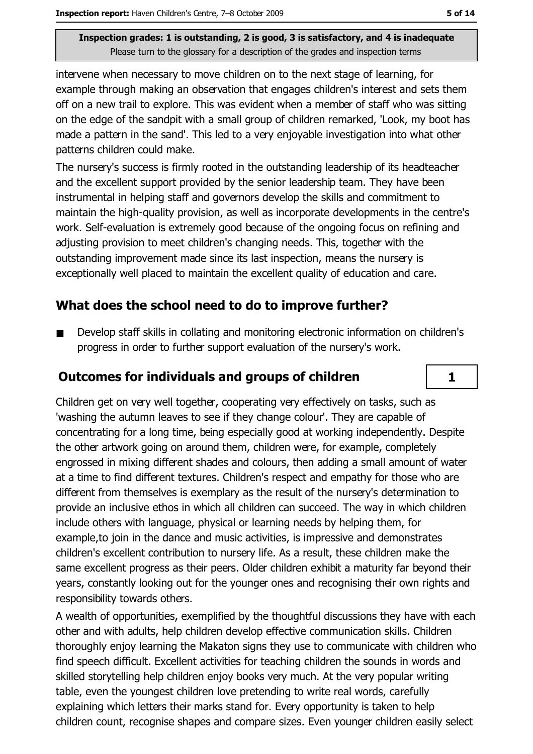intervene when necessary to move children on to the next stage of learning, for example through making an observation that engages children's interest and sets them off on a new trail to explore. This was evident when a member of staff who was sitting on the edge of the sandpit with a small group of children remarked, 'Look, my boot has made a pattern in the sand'. This led to a very enjoyable investigation into what other patterns children could make.

The nursery's success is firmly rooted in the outstanding leadership of its headteacher and the excellent support provided by the senior leadership team. They have been instrumental in helping staff and governors develop the skills and commitment to maintain the high-quality provision, as well as incorporate developments in the centre's work. Self-evaluation is extremely good because of the ongoing focus on refining and adjusting provision to meet children's changing needs. This, together with the outstanding improvement made since its last inspection, means the nursery is exceptionally well placed to maintain the excellent quality of education and care.

## What does the school need to do to improve further?

- Develop staff skills in collating and monitoring electronic information on children's progress in order to further support evaluation of the nursery's work.

## Outcomes for individuals and groups of children — 1

Children get on very well together, cooperating very effectively on tasks, such as 'washing the autumn leaves to see if they change colour'. They are capable of concentrating for a long time, being especially good at working independently. Despite the other artwork going on around them, children were, for example, completely engrossed in mixing different shades and colours, then adding a small amount of water at a time to find different textures. Children's respect and empathy for those who are different from themselves is exemplary as the result of the nursery's determination to provide an inclusive ethos in which all children can succeed. The way in which children include others with language, physical or learning needs by helping them, for example,to join in the dance and music activities, is impressive and demonstrates children's excellent contribution to nursery life. As a result, these children make the same excellent progress as their peers. Older children exhibit a maturity far beyond their years, constantly looking out for the younger ones and recognising their own rights and responsibility towards others.

A wealth of opportunities, exemplified by the thoughtful discussions they have with each other and with adults, help children develop effective communication skills. Children thoroughly enjoy learning the Makaton signs they use to communicate with children who find speech difficult. Excellent activities for teaching children the sounds in words and skilled storytelling help children enjoy books very much. At the very popular writing table, even the youngest children love pretending to write real words, carefully explaining which letters their marks stand for. Every opportunity is taken to help children count, recognise shapes and compare sizes. Even younger children easily select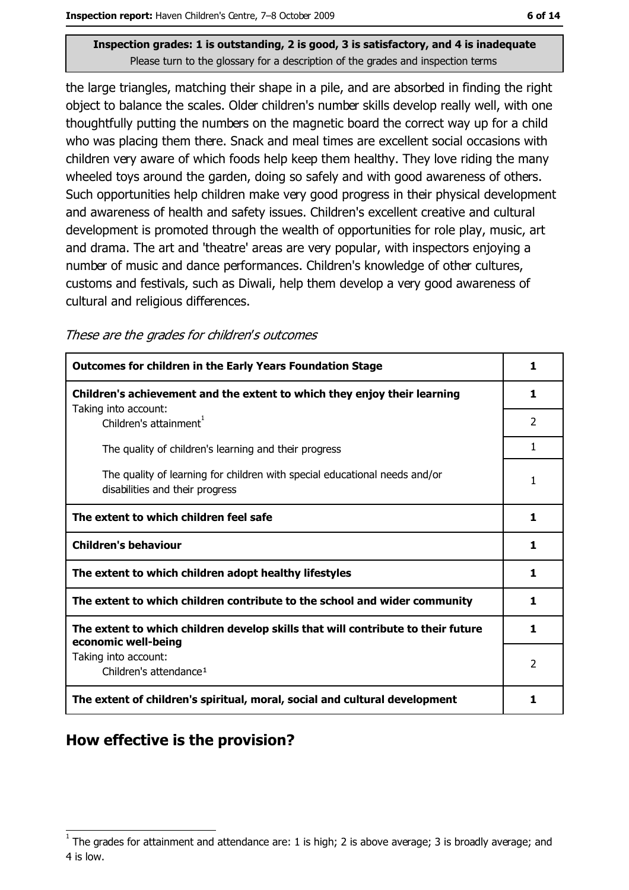**Inspection grades: 1 is outstanding, 2 is good, 3 is satisfactory, and 4 is inadequate**
Please turn to the glossary for a description of the grades and inspection terms

the large triangles, matching their shape in a pile, and are absorbed in finding the right object to balance the scales. Older children's number skills develop really well, with one thoughtfully putting the numbers on the magnetic board the correct way up for a child who was placing them there. Snack and meal times are excellent social occasions with children very aware of which foods help keep them healthy. They love riding the many wheeled toys around the garden, doing so safely and with good awareness of others. Such opportunities help children make very good progress in their physical development and awareness of health and safety issues. Children's excellent creative and cultural development is promoted through the wealth of opportunities for role play, music, art and drama. The art and 'theatre' areas are very popular, with inspectors enjoying a number of music and dance performances. Children's knowledge of other cultures, customs and festivals, such as Diwali, help them develop a very good awareness of cultural and religious differences.

*These are the grades for children's outcomes*

| | |
|---|---|
| **Outcomes for children in the Early Years Foundation Stage** | **1** |
| **Children's achievement and the extent to which they enjoy their learning** | **1** |
| Taking into account: Children's attainment[1] | 2 |
| The quality of children's learning and their progress | 1 |
| The quality of learning for children with special educational needs and/or disabilities and their progress | 1 |
| **The extent to which children feel safe** | **1** |
| **Children's behaviour** | **1** |
| **The extent to which children adopt healthy lifestyles** | **1** |
| **The extent to which children contribute to the school and wider community** | **1** |
| **The extent to which children develop skills that will contribute to their future economic well-being** | **1** |
| Taking into account: Children's attendance[1] | 2 |
| **The extent of children's spiritual, moral, social and cultural development** | **1** |

## How effective is the provision?

[1] The grades for attainment and attendance are: 1 is high; 2 is above average; 3 is broadly average; and 4 is low.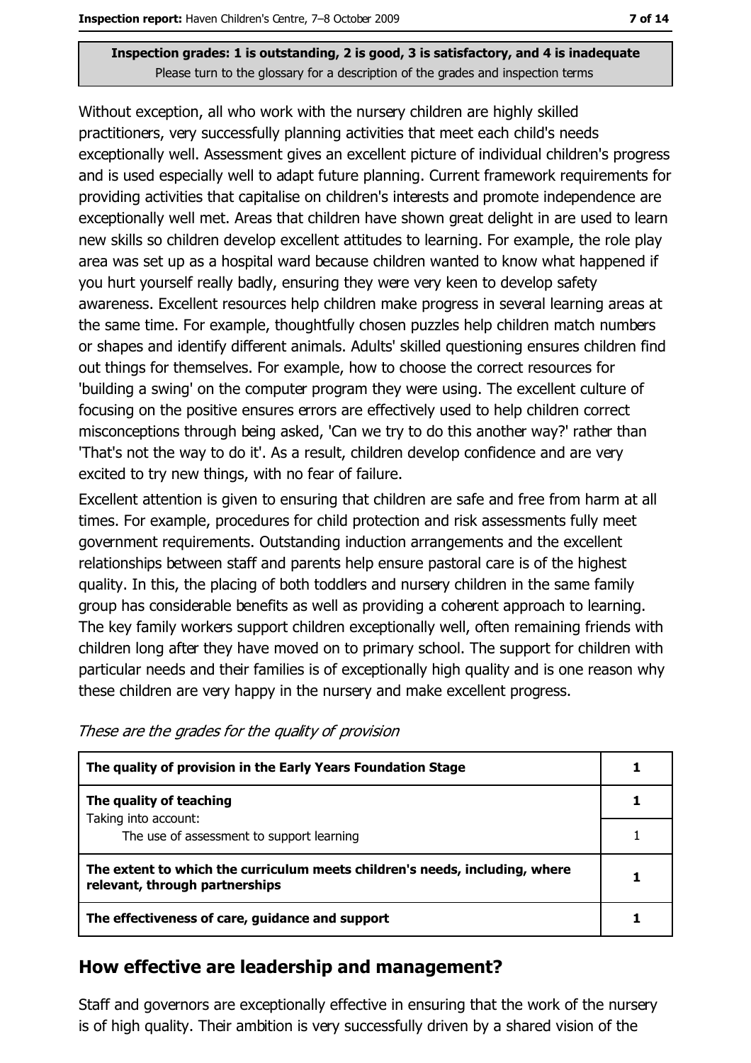Inspection grades: 1 is outstanding, 2 is good, 3 is satisfactory, and 4 is inadequate
Please turn to the glossary for a description of the grades and inspection terms

Without exception, all who work with the nursery children are highly skilled practitioners, very successfully planning activities that meet each child's needs exceptionally well. Assessment gives an excellent picture of individual children's progress and is used especially well to adapt future planning. Current framework requirements for providing activities that capitalise on children's interests and promote independence are exceptionally well met. Areas that children have shown great delight in are used to learn new skills so children develop excellent attitudes to learning. For example, the role play area was set up as a hospital ward because children wanted to know what happened if you hurt yourself really badly, ensuring they were very keen to develop safety awareness. Excellent resources help children make progress in several learning areas at the same time. For example, thoughtfully chosen puzzles help children match numbers or shapes and identify different animals. Adults' skilled questioning ensures children find out things for themselves. For example, how to choose the correct resources for 'building a swing' on the computer program they were using. The excellent culture of focusing on the positive ensures errors are effectively used to help children correct misconceptions through being asked, 'Can we try to do this another way?' rather than 'That's not the way to do it'. As a result, children develop confidence and are very excited to try new things, with no fear of failure.

Excellent attention is given to ensuring that children are safe and free from harm at all times. For example, procedures for child protection and risk assessments fully meet government requirements. Outstanding induction arrangements and the excellent relationships between staff and parents help ensure pastoral care is of the highest quality. In this, the placing of both toddlers and nursery children in the same family group has considerable benefits as well as providing a coherent approach to learning. The key family workers support children exceptionally well, often remaining friends with children long after they have moved on to primary school. The support for children with particular needs and their families is of exceptionally high quality and is one reason why these children are very happy in the nursery and make excellent progress.

*These are the grades for the quality of provision*

| | |
|---|---|
| **The quality of provision in the Early Years Foundation Stage** | **1** |
| **The quality of teaching**<br>Taking into account: | **1** |
| The use of assessment to support learning | 1 |
| **The extent to which the curriculum meets children's needs, including, where relevant, through partnerships** | **1** |
| **The effectiveness of care, guidance and support** | **1** |

## How effective are leadership and management?

Staff and governors are exceptionally effective in ensuring that the work of the nursery is of high quality. Their ambition is very successfully driven by a shared vision of the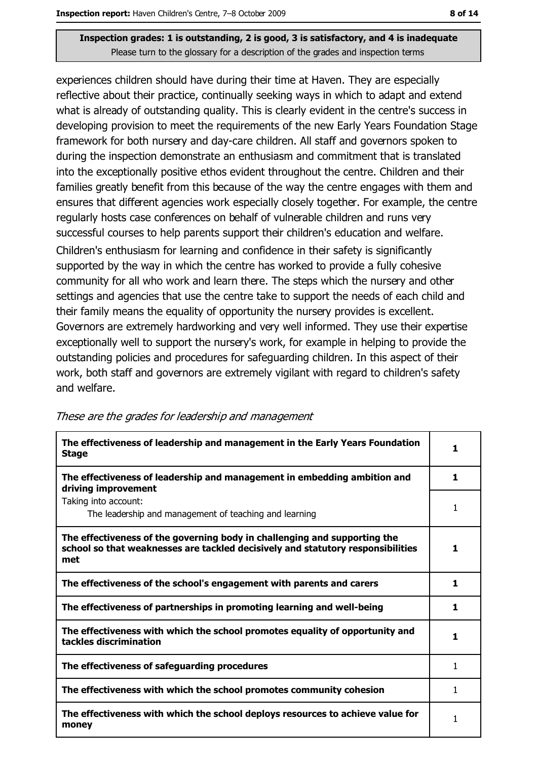**Inspection grades: 1 is outstanding, 2 is good, 3 is satisfactory, and 4 is inadequate**
Please turn to the glossary for a description of the grades and inspection terms

experiences children should have during their time at Haven. They are especially reflective about their practice, continually seeking ways in which to adapt and extend what is already of outstanding quality. This is clearly evident in the centre's success in developing provision to meet the requirements of the new Early Years Foundation Stage framework for both nursery and day-care children. All staff and governors spoken to during the inspection demonstrate an enthusiasm and commitment that is translated into the exceptionally positive ethos evident throughout the centre. Children and their families greatly benefit from this because of the way the centre engages with them and ensures that different agencies work especially closely together. For example, the centre regularly hosts case conferences on behalf of vulnerable children and runs very successful courses to help parents support their children's education and welfare.

Children's enthusiasm for learning and confidence in their safety is significantly supported by the way in which the centre has worked to provide a fully cohesive community for all who work and learn there. The steps which the nursery and other settings and agencies that use the centre take to support the needs of each child and their family means the equality of opportunity the nursery provides is excellent. Governors are extremely hardworking and very well informed. They use their expertise exceptionally well to support the nursery's work, for example in helping to provide the outstanding policies and procedures for safeguarding children. In this aspect of their work, both staff and governors are extremely vigilant with regard to children's safety and welfare.

*These are the grades for leadership and management*

| | |
|---|---|
| **The effectiveness of leadership and management in the Early Years Foundation Stage** | **1** |
| **The effectiveness of leadership and management in embedding ambition and driving improvement** | **1** |
| Taking into account: The leadership and management of teaching and learning | 1 |
| **The effectiveness of the governing body in challenging and supporting the school so that weaknesses are tackled decisively and statutory responsibilities met** | **1** |
| **The effectiveness of the school's engagement with parents and carers** | **1** |
| **The effectiveness of partnerships in promoting learning and well-being** | **1** |
| **The effectiveness with which the school promotes equality of opportunity and tackles discrimination** | **1** |
| **The effectiveness of safeguarding procedures** | 1 |
| **The effectiveness with which the school promotes community cohesion** | 1 |
| **The effectiveness with which the school deploys resources to achieve value for money** | 1 |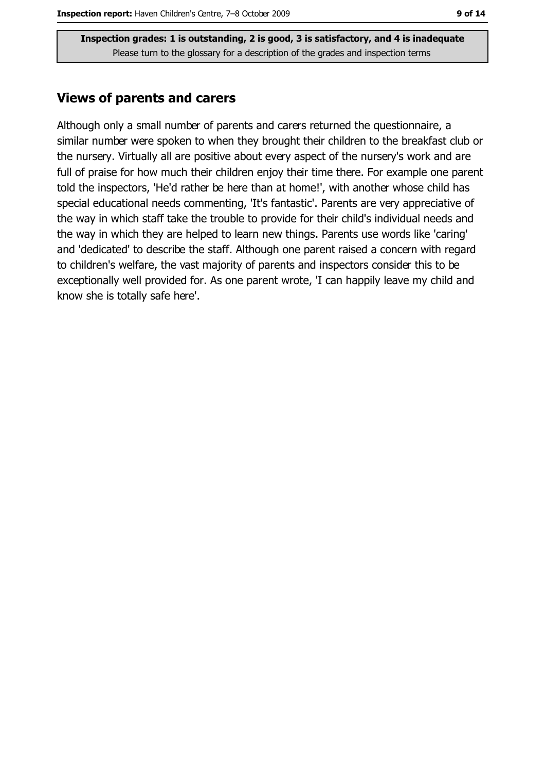## Views of parents and carers

Although only a small number of parents and carers returned the questionnaire, a similar number were spoken to when they brought their children to the breakfast club or the nursery. Virtually all are positive about every aspect of the nursery's work and are full of praise for how much their children enjoy their time there. For example one parent told the inspectors, 'He'd rather be here than at home!', with another whose child has special educational needs commenting, 'It's fantastic'. Parents are very appreciative of the way in which staff take the trouble to provide for their child's individual needs and the way in which they are helped to learn new things. Parents use words like 'caring' and 'dedicated' to describe the staff. Although one parent raised a concern with regard to children's welfare, the vast majority of parents and inspectors consider this to be exceptionally well provided for. As one parent wrote, 'I can happily leave my child and know she is totally safe here'.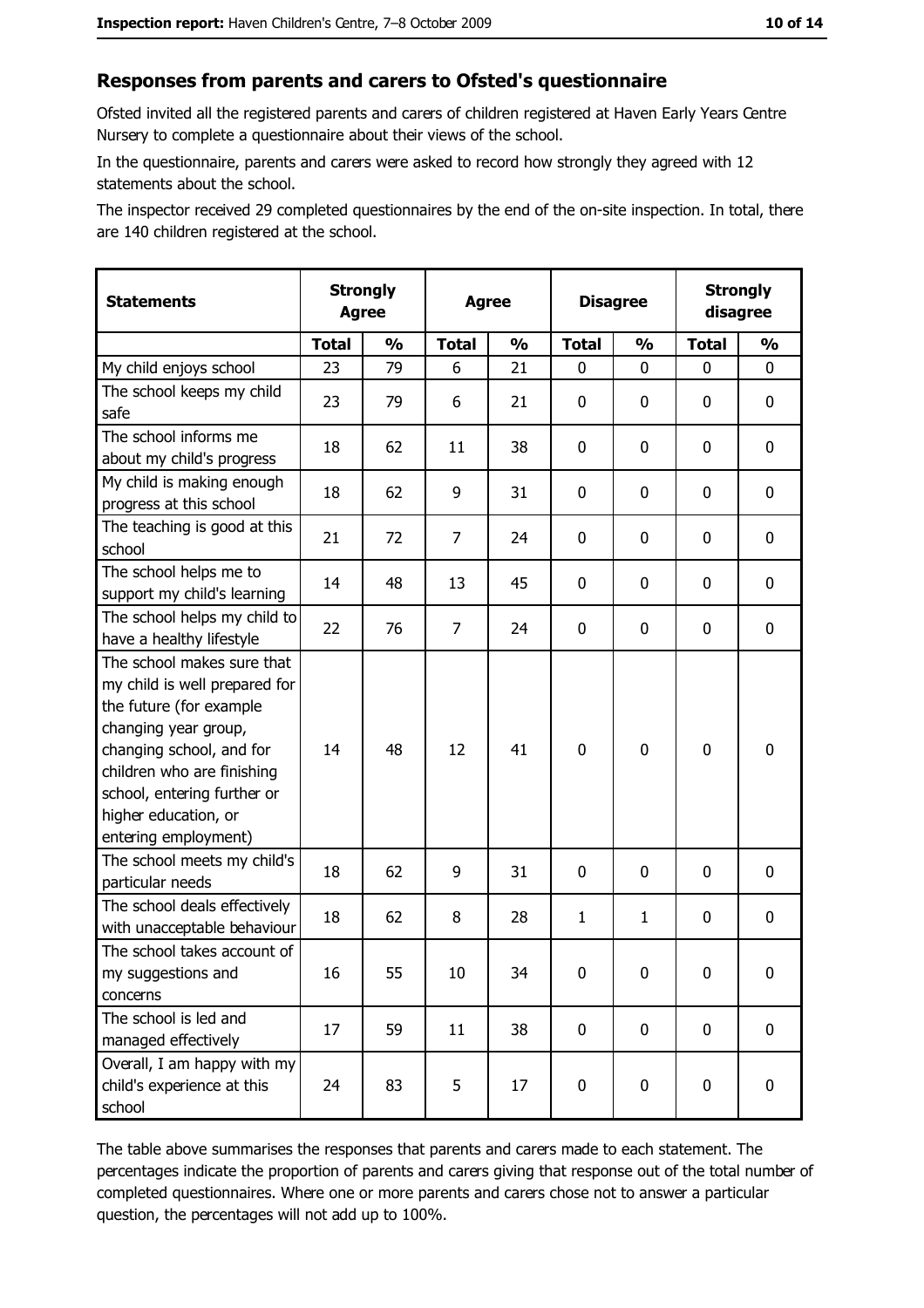## Responses from parents and carers to Ofsted's questionnaire

Ofsted invited all the registered parents and carers of children registered at Haven Early Years Centre Nursery to complete a questionnaire about their views of the school.

In the questionnaire, parents and carers were asked to record how strongly they agreed with 12 statements about the school.

The inspector received 29 completed questionnaires by the end of the on-site inspection. In total, there are 140 children registered at the school.

| Statements | Strongly Agree | | Agree | | Disagree | | Strongly disagree | |
|---|---|---|---|---|---|---|---|---|
| | Total | % | Total | % | Total | % | Total | % |
| My child enjoys school | 23 | 79 | 6 | 21 | 0 | 0 | 0 | 0 |
| The school keeps my child safe | 23 | 79 | 6 | 21 | 0 | 0 | 0 | 0 |
| The school informs me about my child's progress | 18 | 62 | 11 | 38 | 0 | 0 | 0 | 0 |
| My child is making enough progress at this school | 18 | 62 | 9 | 31 | 0 | 0 | 0 | 0 |
| The teaching is good at this school | 21 | 72 | 7 | 24 | 0 | 0 | 0 | 0 |
| The school helps me to support my child's learning | 14 | 48 | 13 | 45 | 0 | 0 | 0 | 0 |
| The school helps my child to have a healthy lifestyle | 22 | 76 | 7 | 24 | 0 | 0 | 0 | 0 |
| The school makes sure that my child is well prepared for the future (for example changing year group, changing school, and for children who are finishing school, entering further or higher education, or entering employment) | 14 | 48 | 12 | 41 | 0 | 0 | 0 | 0 |
| The school meets my child's particular needs | 18 | 62 | 9 | 31 | 0 | 0 | 0 | 0 |
| The school deals effectively with unacceptable behaviour | 18 | 62 | 8 | 28 | 1 | 1 | 0 | 0 |
| The school takes account of my suggestions and concerns | 16 | 55 | 10 | 34 | 0 | 0 | 0 | 0 |
| The school is led and managed effectively | 17 | 59 | 11 | 38 | 0 | 0 | 0 | 0 |
| Overall, I am happy with my child's experience at this school | 24 | 83 | 5 | 17 | 0 | 0 | 0 | 0 |

The table above summarises the responses that parents and carers made to each statement. The percentages indicate the proportion of parents and carers giving that response out of the total number of completed questionnaires. Where one or more parents and carers chose not to answer a particular question, the percentages will not add up to 100%.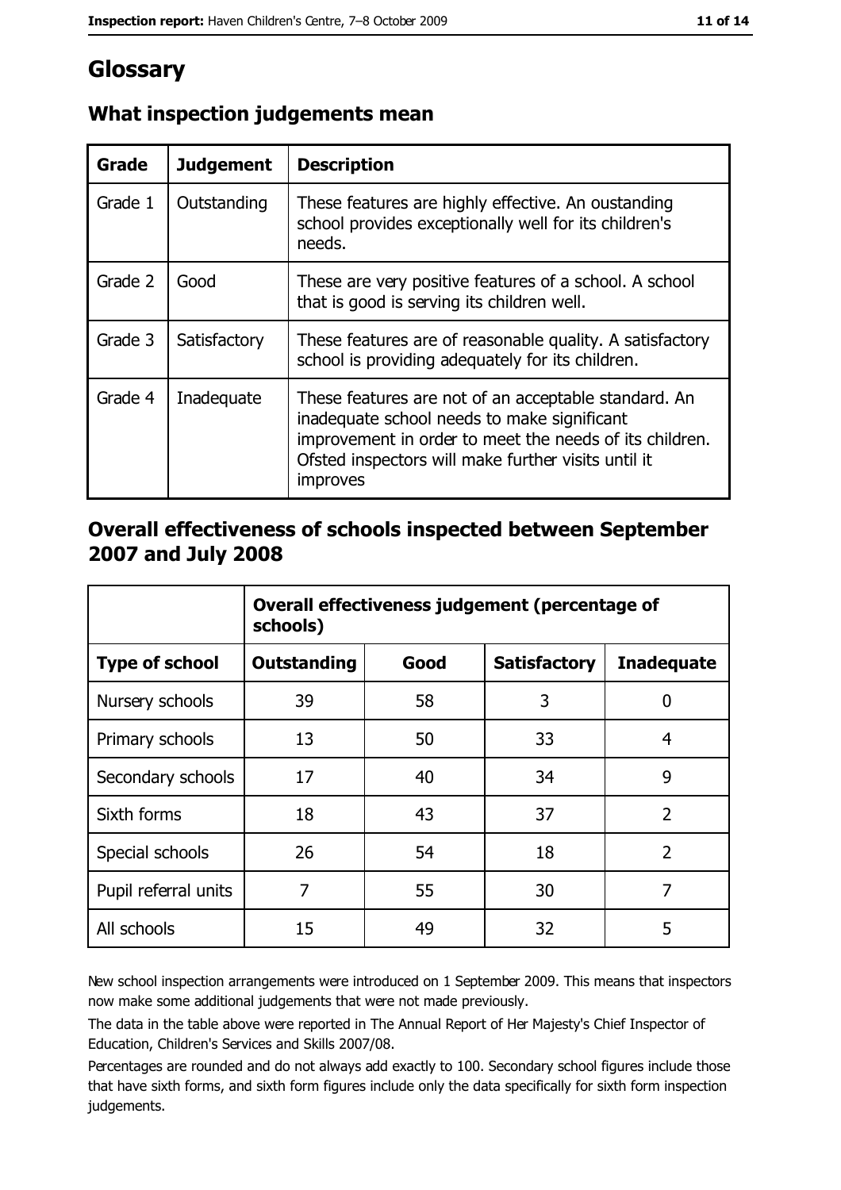# Glossary

## What inspection judgements mean

| Grade | Judgement | Description |
|---|---|---|
| Grade 1 | Outstanding | These features are highly effective. An oustanding school provides exceptionally well for its children's needs. |
| Grade 2 | Good | These are very positive features of a school. A school that is good is serving its children well. |
| Grade 3 | Satisfactory | These features are of reasonable quality. A satisfactory school is providing adequately for its children. |
| Grade 4 | Inadequate | These features are not of an acceptable standard. An inadequate school needs to make significant improvement in order to meet the needs of its children. Ofsted inspectors will make further visits until it improves |

## Overall effectiveness of schools inspected between September 2007 and July 2008

| | Overall effectiveness judgement (percentage of schools) | | | |
|---|---|---|---|---|
| **Type of school** | **Outstanding** | **Good** | **Satisfactory** | **Inadequate** |
| Nursery schools | 39 | 58 | 3 | 0 |
| Primary schools | 13 | 50 | 33 | 4 |
| Secondary schools | 17 | 40 | 34 | 9 |
| Sixth forms | 18 | 43 | 37 | 2 |
| Special schools | 26 | 54 | 18 | 2 |
| Pupil referral units | 7 | 55 | 30 | 7 |
| All schools | 15 | 49 | 32 | 5 |

New school inspection arrangements were introduced on 1 September 2009. This means that inspectors now make some additional judgements that were not made previously.

The data in the table above were reported in The Annual Report of Her Majesty's Chief Inspector of Education, Children's Services and Skills 2007/08.

Percentages are rounded and do not always add exactly to 100. Secondary school figures include those that have sixth forms, and sixth form figures include only the data specifically for sixth form inspection judgements.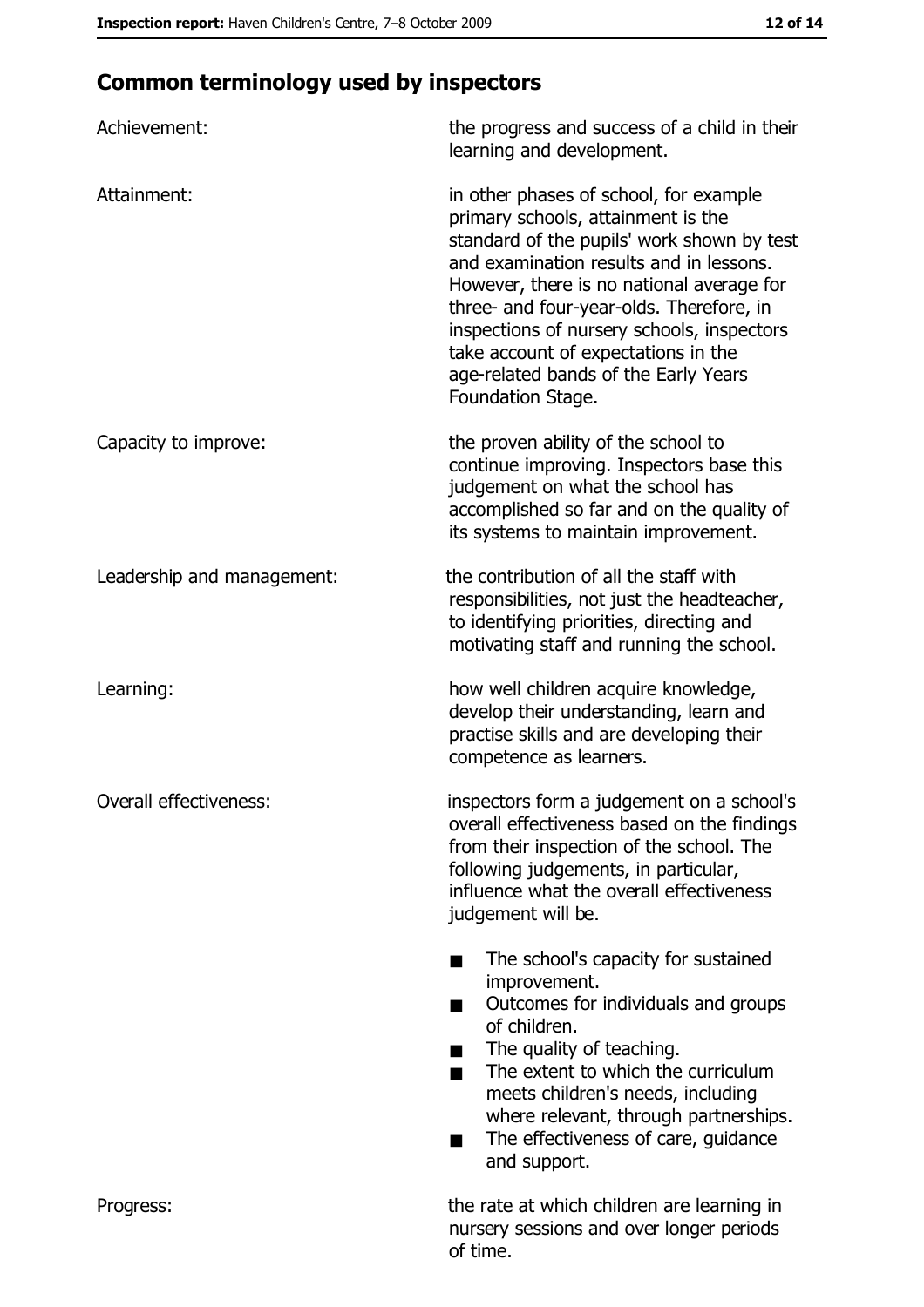## Common terminology used by inspectors

**Achievement:** the progress and success of a child in their learning and development.

**Attainment:** in other phases of school, for example primary schools, attainment is the standard of the pupils' work shown by test and examination results and in lessons. However, there is no national average for three- and four-year-olds. Therefore, in inspections of nursery schools, inspectors take account of expectations in the age-related bands of the Early Years Foundation Stage.

**Capacity to improve:** the proven ability of the school to continue improving. Inspectors base this judgement on what the school has accomplished so far and on the quality of its systems to maintain improvement.

**Leadership and management:** the contribution of all the staff with responsibilities, not just the headteacher, to identifying priorities, directing and motivating staff and running the school.

**Learning:** how well children acquire knowledge, develop their understanding, learn and practise skills and are developing their competence as learners.

**Overall effectiveness:** inspectors form a judgement on a school's overall effectiveness based on the findings from their inspection of the school. The following judgements, in particular, influence what the overall effectiveness judgement will be.

- The school's capacity for sustained improvement.
- Outcomes for individuals and groups of children.
- The quality of teaching.
- The extent to which the curriculum meets children's needs, including where relevant, through partnerships.
- The effectiveness of care, guidance and support.

**Progress:** the rate at which children are learning in nursery sessions and over longer periods of time.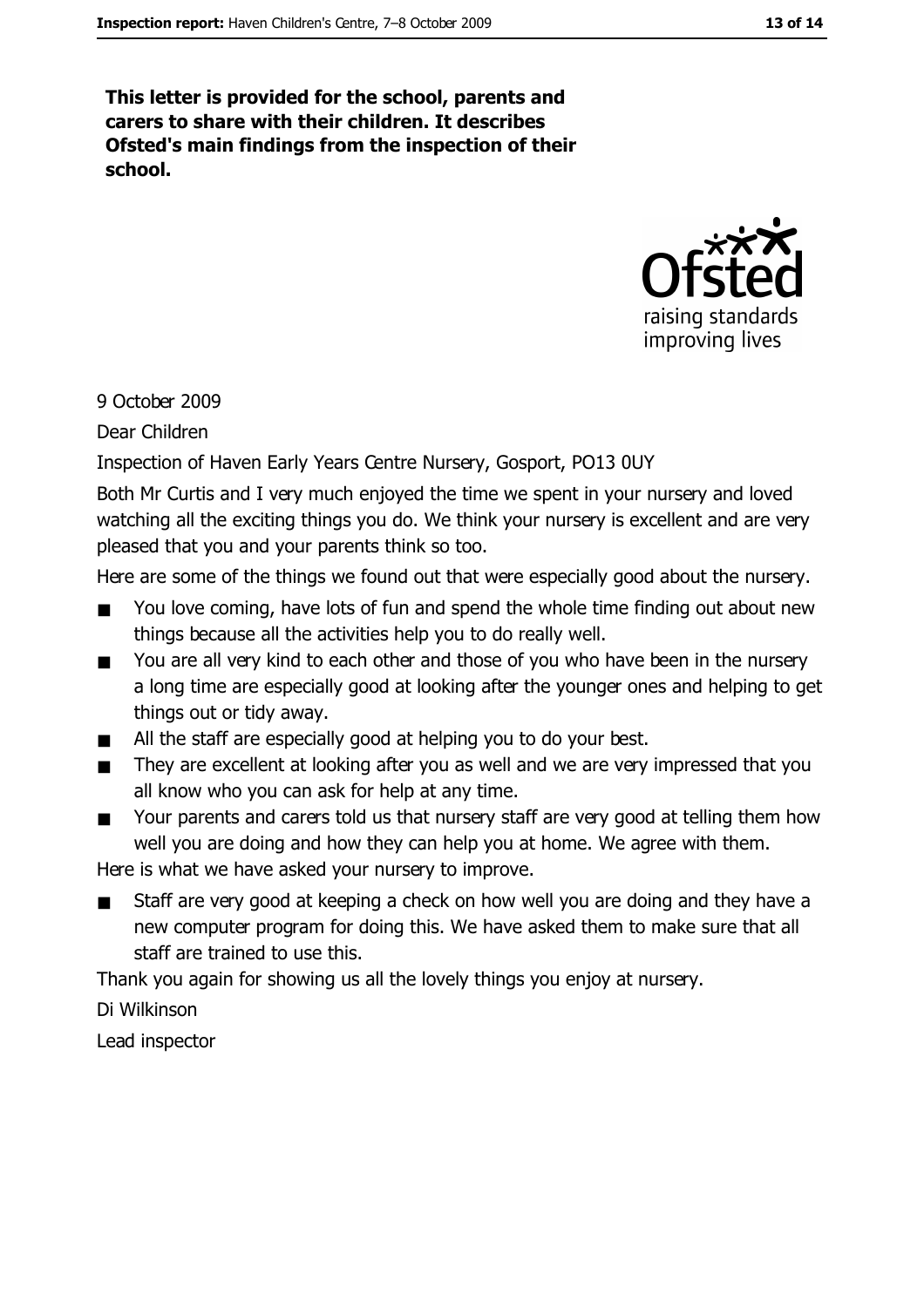**This letter is provided for the school, parents and carers to share with their children. It describes Ofsted's main findings from the inspection of their school.**

9 October 2009

Dear Children

Inspection of Haven Early Years Centre Nursery, Gosport, PO13 0UY

Both Mr Curtis and I very much enjoyed the time we spent in your nursery and loved watching all the exciting things you do. We think your nursery is excellent and are very pleased that you and your parents think so too.

Here are some of the things we found out that were especially good about the nursery.

- You love coming, have lots of fun and spend the whole time finding out about new things because all the activities help you to do really well.
- You are all very kind to each other and those of you who have been in the nursery a long time are especially good at looking after the younger ones and helping to get things out or tidy away.
- All the staff are especially good at helping you to do your best.
- They are excellent at looking after you as well and we are very impressed that you all know who you can ask for help at any time.
- Your parents and carers told us that nursery staff are very good at telling them how well you are doing and how they can help you at home. We agree with them.

Here is what we have asked your nursery to improve.

- Staff are very good at keeping a check on how well you are doing and they have a new computer program for doing this. We have asked them to make sure that all staff are trained to use this.

Thank you again for showing us all the lovely things you enjoy at nursery.

Di Wilkinson

Lead inspector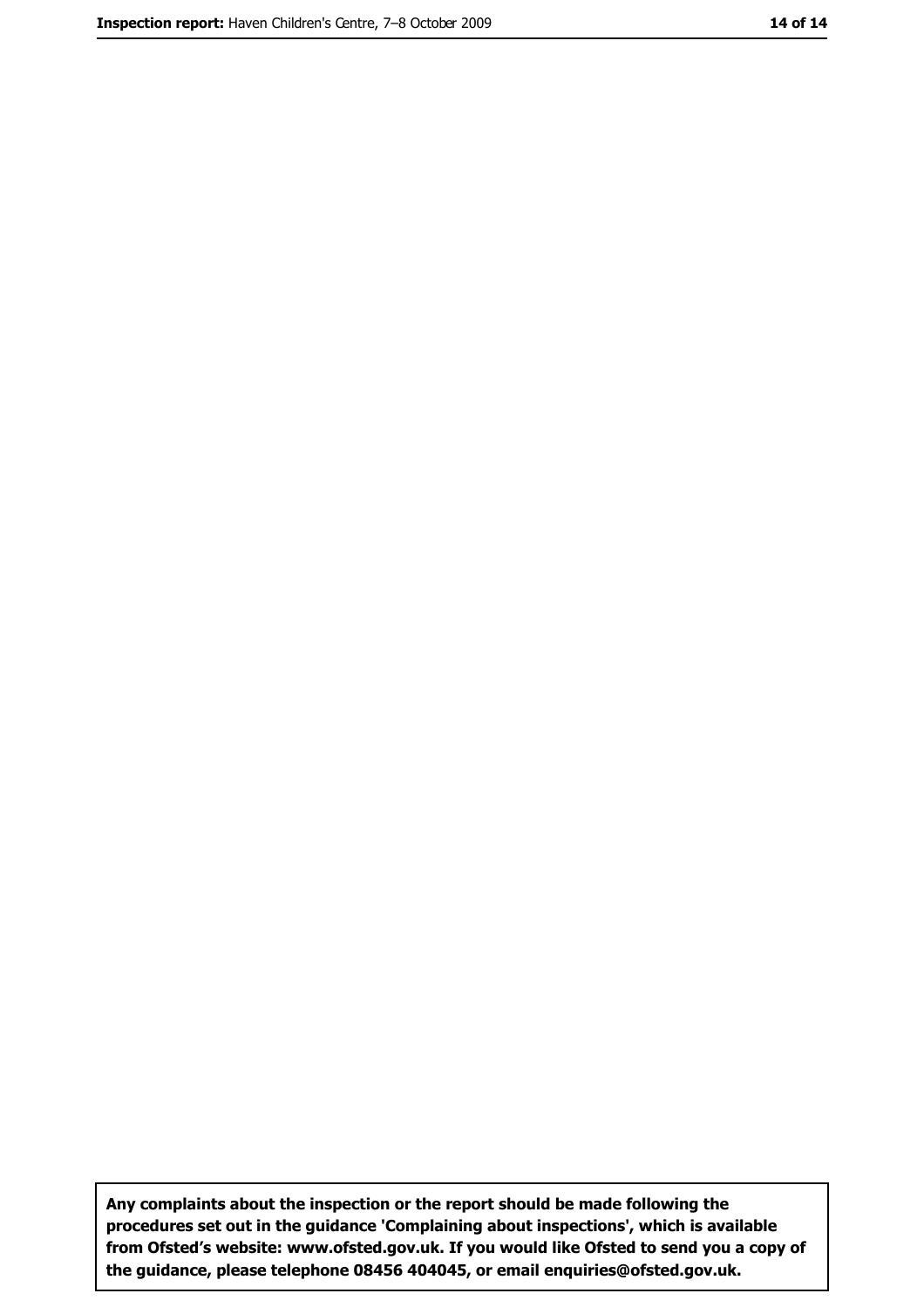**Any complaints about the inspection or the report should be made following the procedures set out in the guidance 'Complaining about inspections', which is available from Ofsted's website: www.ofsted.gov.uk. If you would like Ofsted to send you a copy of the guidance, please telephone 08456 404045, or email enquiries@ofsted.gov.uk.**